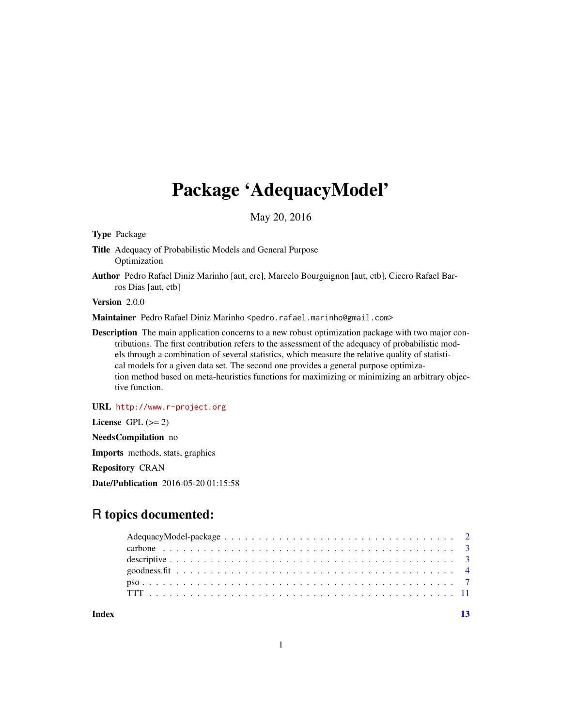# Package 'AdequacyModel'

May 20, 2016

**Type** Package

**Title** Adequacy of Probabilistic Models and General Purpose Optimization

**Author** Pedro Rafael Diniz Marinho [aut, cre], Marcelo Bourguignon [aut, ctb], Cicero Rafael Barros Dias [aut, ctb]

**Version** 2.0.0

**Maintainer** Pedro Rafael Diniz Marinho <pedro.rafael.marinho@gmail.com>

**Description** The main application concerns to a new robust optimization package with two major contributions. The first contribution refers to the assessment of the adequacy of probabilistic models through a combination of several statistics, which measure the relative quality of statistical models for a given data set. The second one provides a general purpose optimization method based on meta-heuristics functions for maximizing or minimizing an arbitrary objective function.

**URL** http://www.r-project.org

**License** GPL (>= 2)

**NeedsCompilation** no

**Imports** methods, stats, graphics

**Repository** CRAN

**Date/Publication** 2016-05-20 01:15:58

## R topics documented:

| | |
|---|---|
| AdequacyModel-package | 2 |
| carbone | 3 |
| descriptive | 3 |
| goodness.fit | 4 |
| pso | 7 |
| TTT | 11 |
| **Index** | **13** |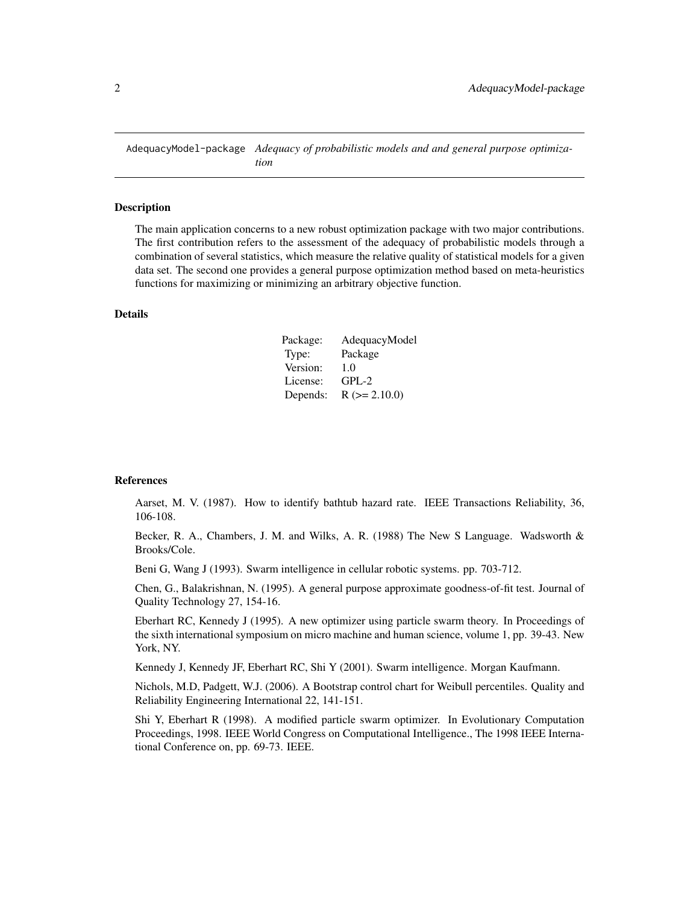# AdequacyModel-package *Adequacy of probabilistic models and and general purpose optimization*

## Description

The main application concerns to a new robust optimization package with two major contributions. The first contribution refers to the assessment of the adequacy of probabilistic models through a combination of several statistics, which measure the relative quality of statistical models for a given data set. The second one provides a general purpose optimization method based on meta-heuristics functions for maximizing or minimizing an arbitrary objective function.

## Details

| | |
|---|---|
| Package: | AdequacyModel |
| Type: | Package |
| Version: | 1.0 |
| License: | GPL-2 |
| Depends: | R (>= 2.10.0) |

## References

Aarset, M. V. (1987). How to identify bathtub hazard rate. IEEE Transactions Reliability, 36, 106-108.

Becker, R. A., Chambers, J. M. and Wilks, A. R. (1988) The New S Language. Wadsworth & Brooks/Cole.

Beni G, Wang J (1993). Swarm intelligence in cellular robotic systems. pp. 703-712.

Chen, G., Balakrishnan, N. (1995). A general purpose approximate goodness-of-fit test. Journal of Quality Technology 27, 154-16.

Eberhart RC, Kennedy J (1995). A new optimizer using particle swarm theory. In Proceedings of the sixth international symposium on micro machine and human science, volume 1, pp. 39-43. New York, NY.

Kennedy J, Kennedy JF, Eberhart RC, Shi Y (2001). Swarm intelligence. Morgan Kaufmann.

Nichols, M.D, Padgett, W.J. (2006). A Bootstrap control chart for Weibull percentiles. Quality and Reliability Engineering International 22, 141-151.

Shi Y, Eberhart R (1998). A modified particle swarm optimizer. In Evolutionary Computation Proceedings, 1998. IEEE World Congress on Computational Intelligence., The 1998 IEEE International Conference on, pp. 69-73. IEEE.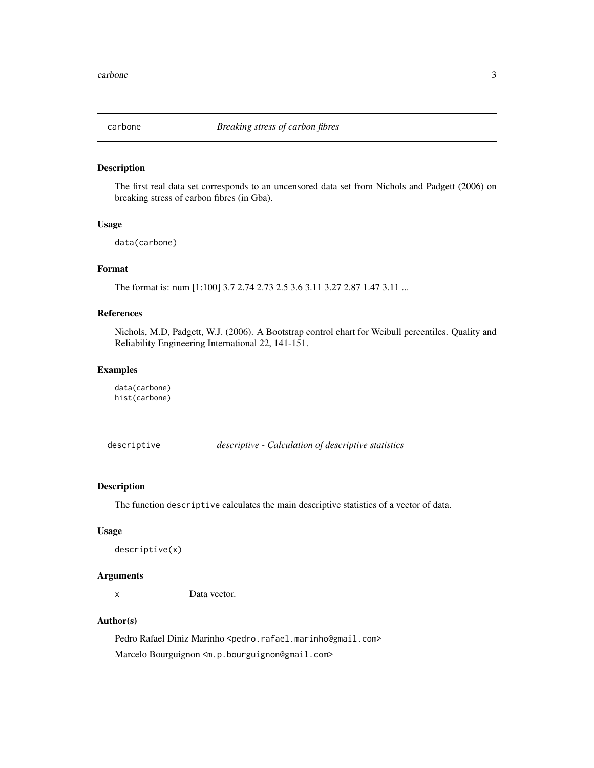## carbone — *Breaking stress of carbon fibres*

### Description

The first real data set corresponds to an uncensored data set from Nichols and Padgett (2006) on breaking stress of carbon fibres (in Gba).

### Usage

```
data(carbone)
```

### Format

The format is: num [1:100] 3.7 2.74 2.73 2.5 3.6 3.11 3.27 2.87 1.47 3.11 ...

### References

Nichols, M.D, Padgett, W.J. (2006). A Bootstrap control chart for Weibull percentiles. Quality and Reliability Engineering International 22, 141-151.

### Examples

```
data(carbone)
hist(carbone)
```

## descriptive — *descriptive - Calculation of descriptive statistics*

### Description

The function `descriptive` calculates the main descriptive statistics of a vector of data.

### Usage

```
descriptive(x)
```

### Arguments

| | |
|---|---|
| x | Data vector. |

### Author(s)

Pedro Rafael Diniz Marinho <pedro.rafael.marinho@gmail.com>

Marcelo Bourguignon <m.p.bourguignon@gmail.com>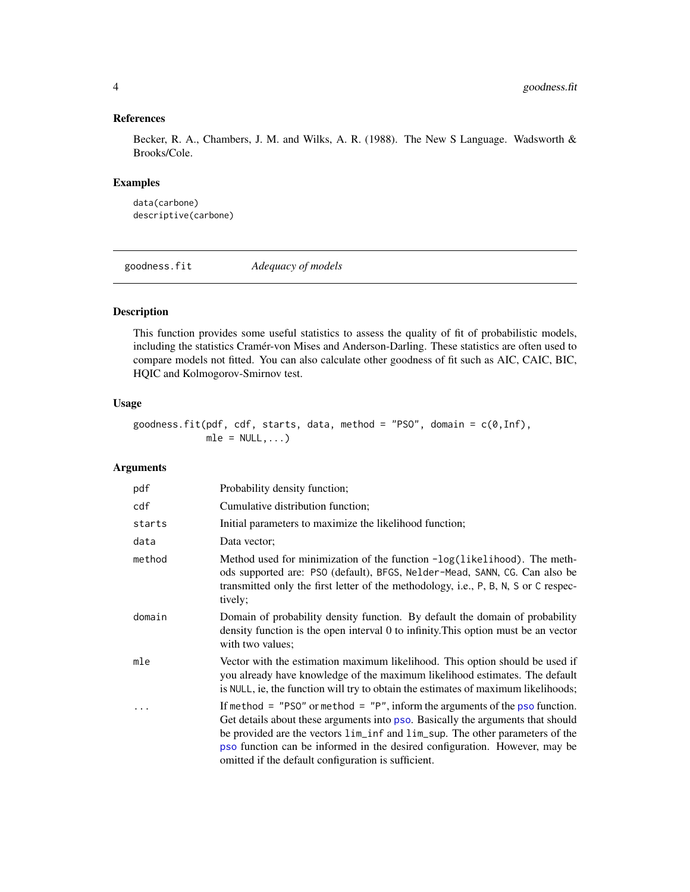### References

Becker, R. A., Chambers, J. M. and Wilks, A. R. (1988). The New S Language. Wadsworth & Brooks/Cole.

### Examples

```
data(carbone)
descriptive(carbone)
```

---

## goodness.fit — *Adequacy of models*

---

### Description

This function provides some useful statistics to assess the quality of fit of probabilistic models, including the statistics Cramér-von Mises and Anderson-Darling. These statistics are often used to compare models not fitted. You can also calculate other goodness of fit such as AIC, CAIC, BIC, HQIC and Kolmogorov-Smirnov test.

### Usage

```
goodness.fit(pdf, cdf, starts, data, method = "PSO", domain = c(0,Inf),
             mle = NULL,...)
```

### Arguments

| | |
|---|---|
| `pdf` | Probability density function; |
| `cdf` | Cumulative distribution function; |
| `starts` | Initial parameters to maximize the likelihood function; |
| `data` | Data vector; |
| `method` | Method used for minimization of the function `-log(likelihood)`. The methods supported are: `PSO` (default), `BFGS`, `Nelder-Mead`, `SANN`, `CG`. Can also be transmitted only the first letter of the methodology, i.e., `P`, `B`, `N`, `S` or `C` respectively; |
| `domain` | Domain of probability density function. By default the domain of probability density function is the open interval 0 to infinity.This option must be an vector with two values; |
| `mle` | Vector with the estimation maximum likelihood. This option should be used if you already have knowledge of the maximum likelihood estimates. The default is `NULL`, ie, the function will try to obtain the estimates of maximum likelihoods; |
| `...` | If `method = "PSO"` or `method = "P"`, inform the arguments of the `pso` function. Get details about these arguments into `pso`. Basically the arguments that should be provided are the vectors `lim_inf` and `lim_sup`. The other parameters of the `pso` function can be informed in the desired configuration. However, may be omitted if the default configuration is sufficient. |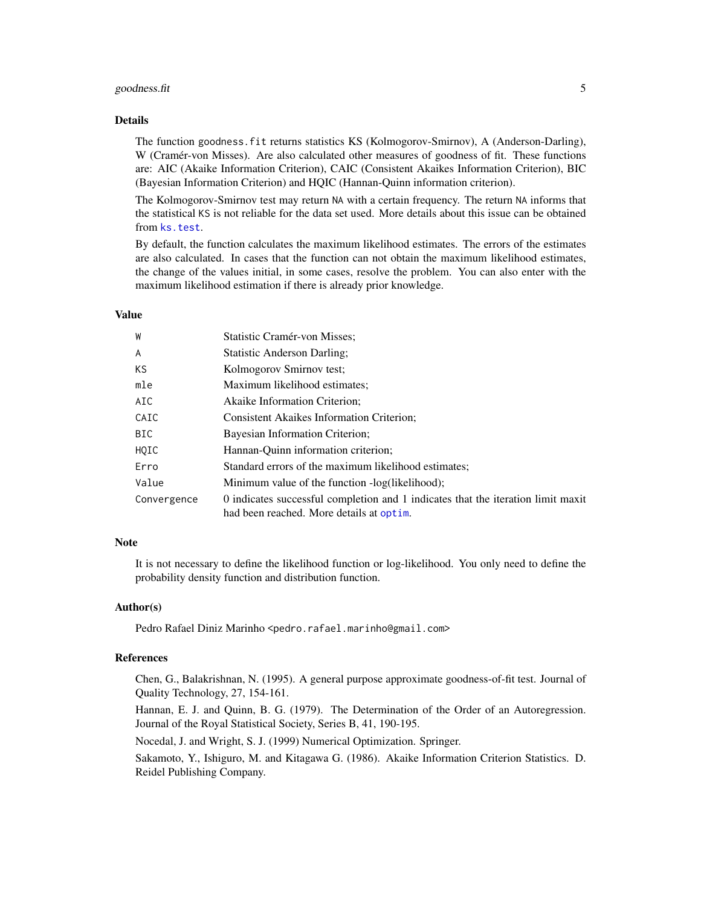## Details

The function `goodness.fit` returns statistics KS (Kolmogorov-Smirnov), A (Anderson-Darling), W (Cramér-von Misses). Are also calculated other measures of goodness of fit. These functions are: AIC (Akaike Information Criterion), CAIC (Consistent Akaikes Information Criterion), BIC (Bayesian Information Criterion) and HQIC (Hannan-Quinn information criterion).

The Kolmogorov-Smirnov test may return `NA` with a certain frequency. The return `NA` informs that the statistical `KS` is not reliable for the data set used. More details about this issue can be obtained from `ks.test`.

By default, the function calculates the maximum likelihood estimates. The errors of the estimates are also calculated. In cases that the function can not obtain the maximum likelihood estimates, the change of the values initial, in some cases, resolve the problem. You can also enter with the maximum likelihood estimation if there is already prior knowledge.

## Value

| | |
|---|---|
| `W` | Statistic Cramér-von Misses; |
| `A` | Statistic Anderson Darling; |
| `KS` | Kolmogorov Smirnov test; |
| `mle` | Maximum likelihood estimates; |
| `AIC` | Akaike Information Criterion; |
| `CAIC` | Consistent Akaikes Information Criterion; |
| `BIC` | Bayesian Information Criterion; |
| `HQIC` | Hannan-Quinn information criterion; |
| `Erro` | Standard errors of the maximum likelihood estimates; |
| `Value` | Minimum value of the function -log(likelihood); |
| `Convergence` | 0 indicates successful completion and 1 indicates that the iteration limit maxit had been reached. More details at `optim`. |

## Note

It is not necessary to define the likelihood function or log-likelihood. You only need to define the probability density function and distribution function.

## Author(s)

Pedro Rafael Diniz Marinho <pedro.rafael.marinho@gmail.com>

## References

Chen, G., Balakrishnan, N. (1995). A general purpose approximate goodness-of-fit test. Journal of Quality Technology, 27, 154-161.

Hannan, E. J. and Quinn, B. G. (1979). The Determination of the Order of an Autoregression. Journal of the Royal Statistical Society, Series B, 41, 190-195.

Nocedal, J. and Wright, S. J. (1999) Numerical Optimization. Springer.

Sakamoto, Y., Ishiguro, M. and Kitagawa G. (1986). Akaike Information Criterion Statistics. D. Reidel Publishing Company.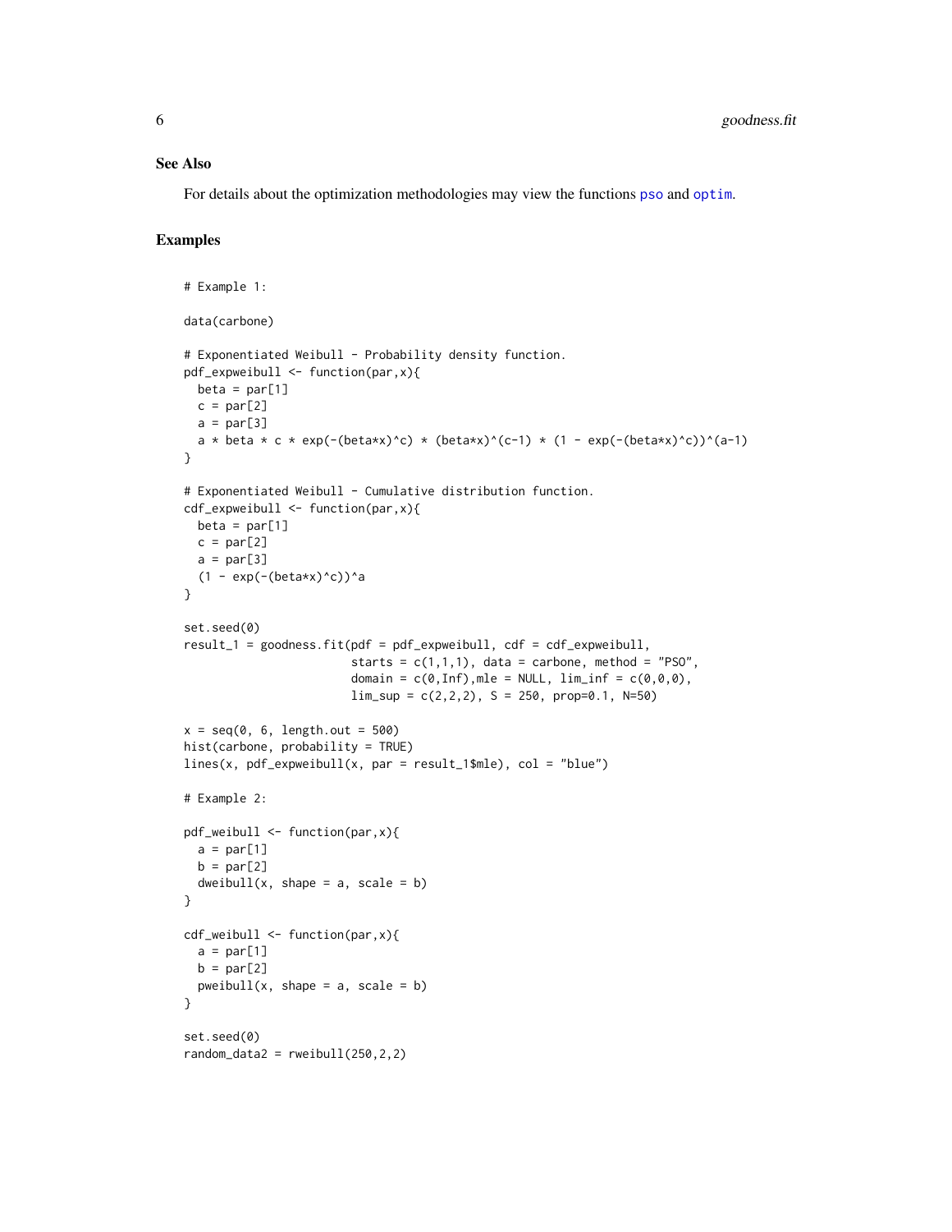### See Also

For details about the optimization methodologies may view the functions pso and optim.

### Examples

```
# Example 1:

data(carbone)

# Exponentiated Weibull - Probability density function.
pdf_expweibull <- function(par,x){
  beta = par[1]
  c = par[2]
  a = par[3]
  a * beta * c * exp(-(beta*x)^c) * (beta*x)^(c-1) * (1 - exp(-(beta*x)^c))^(a-1)
}

# Exponentiated Weibull - Cumulative distribution function.
cdf_expweibull <- function(par,x){
  beta = par[1]
  c = par[2]
  a = par[3]
  (1 - exp(-(beta*x)^c))^a
}

set.seed(0)
result_1 = goodness.fit(pdf = pdf_expweibull, cdf = cdf_expweibull,
                        starts = c(1,1,1), data = carbone, method = "PSO",
                        domain = c(0,Inf),mle = NULL, lim_inf = c(0,0,0),
                        lim_sup = c(2,2,2), S = 250, prop=0.1, N=50)

x = seq(0, 6, length.out = 500)
hist(carbone, probability = TRUE)
lines(x, pdf_expweibull(x, par = result_1$mle), col = "blue")

# Example 2:

pdf_weibull <- function(par,x){
  a = par[1]
  b = par[2]
  dweibull(x, shape = a, scale = b)
}

cdf_weibull <- function(par,x){
  a = par[1]
  b = par[2]
  pweibull(x, shape = a, scale = b)
}

set.seed(0)
random_data2 = rweibull(250,2,2)
```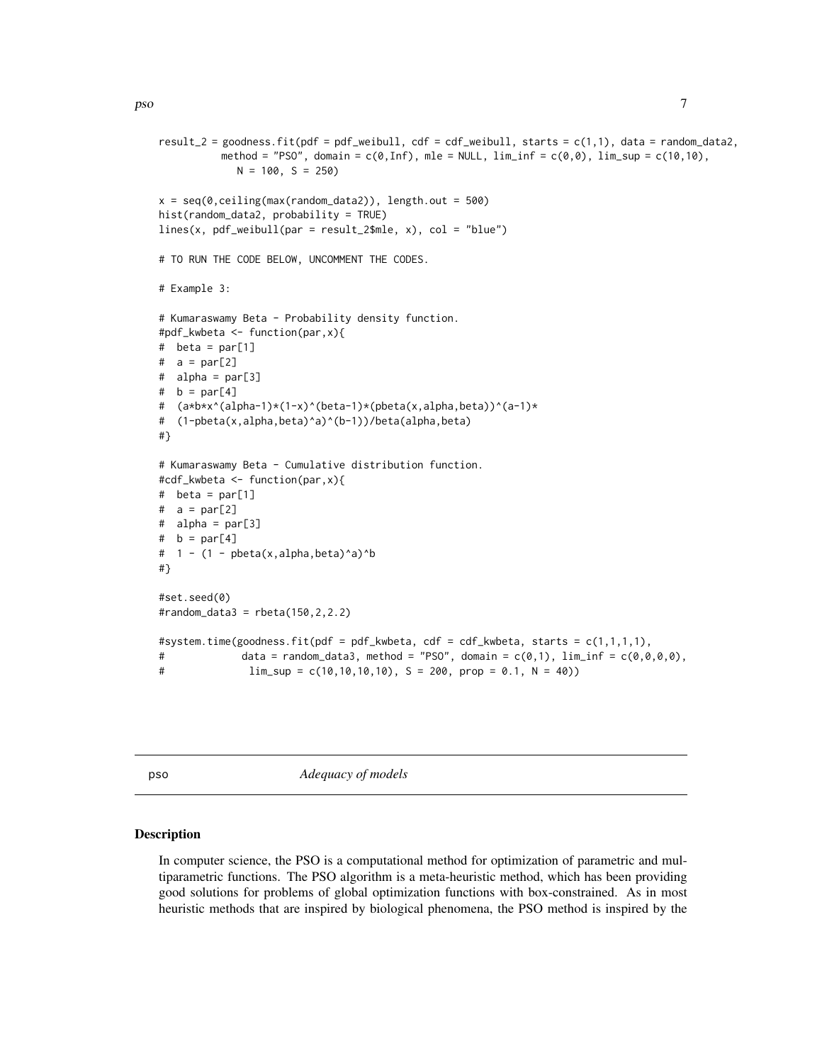```
result_2 = goodness.fit(pdf = pdf_weibull, cdf = cdf_weibull, starts = c(1,1), data = random_data2,
          method = "PSO", domain = c(0,Inf), mle = NULL, lim_inf = c(0,0), lim_sup = c(10,10),
            N = 100, S = 250)

x = seq(0,ceiling(max(random_data2)), length.out = 500)
hist(random_data2, probability = TRUE)
lines(x, pdf_weibull(par = result_2$mle, x), col = "blue")

# TO RUN THE CODE BELOW, UNCOMMENT THE CODES.

# Example 3:

# Kumaraswamy Beta - Probability density function.
#pdf_kwbeta <- function(par,x){
#  beta = par[1]
#  a = par[2]
#  alpha = par[3]
#  b = par[4]
#  (a*b*x^(alpha-1)*(1-x)^(beta-1)*(pbeta(x,alpha,beta))^(a-1)*
#  (1-pbeta(x,alpha,beta)^a)^(b-1))/beta(alpha,beta)
#}

# Kumaraswamy Beta - Cumulative distribution function.
#cdf_kwbeta <- function(par,x){
#  beta = par[1]
#  a = par[2]
#  alpha = par[3]
#  b = par[4]
#  1 - (1 - pbeta(x,alpha,beta)^a)^b
#}

#set.seed(0)
#random_data3 = rbeta(150,2,2.2)

#system.time(goodness.fit(pdf = pdf_kwbeta, cdf = cdf_kwbeta, starts = c(1,1,1,1),
#            data = random_data3, method = "PSO", domain = c(0,1), lim_inf = c(0,0,0,0),
#             lim_sup = c(10,10,10,10), S = 200, prop = 0.1, N = 40))
```

## pso *Adequacy of models*

### Description

In computer science, the PSO is a computational method for optimization of parametric and multiparametric functions. The PSO algorithm is a meta-heuristic method, which has been providing good solutions for problems of global optimization functions with box-constrained. As in most heuristic methods that are inspired by biological phenomena, the PSO method is inspired by the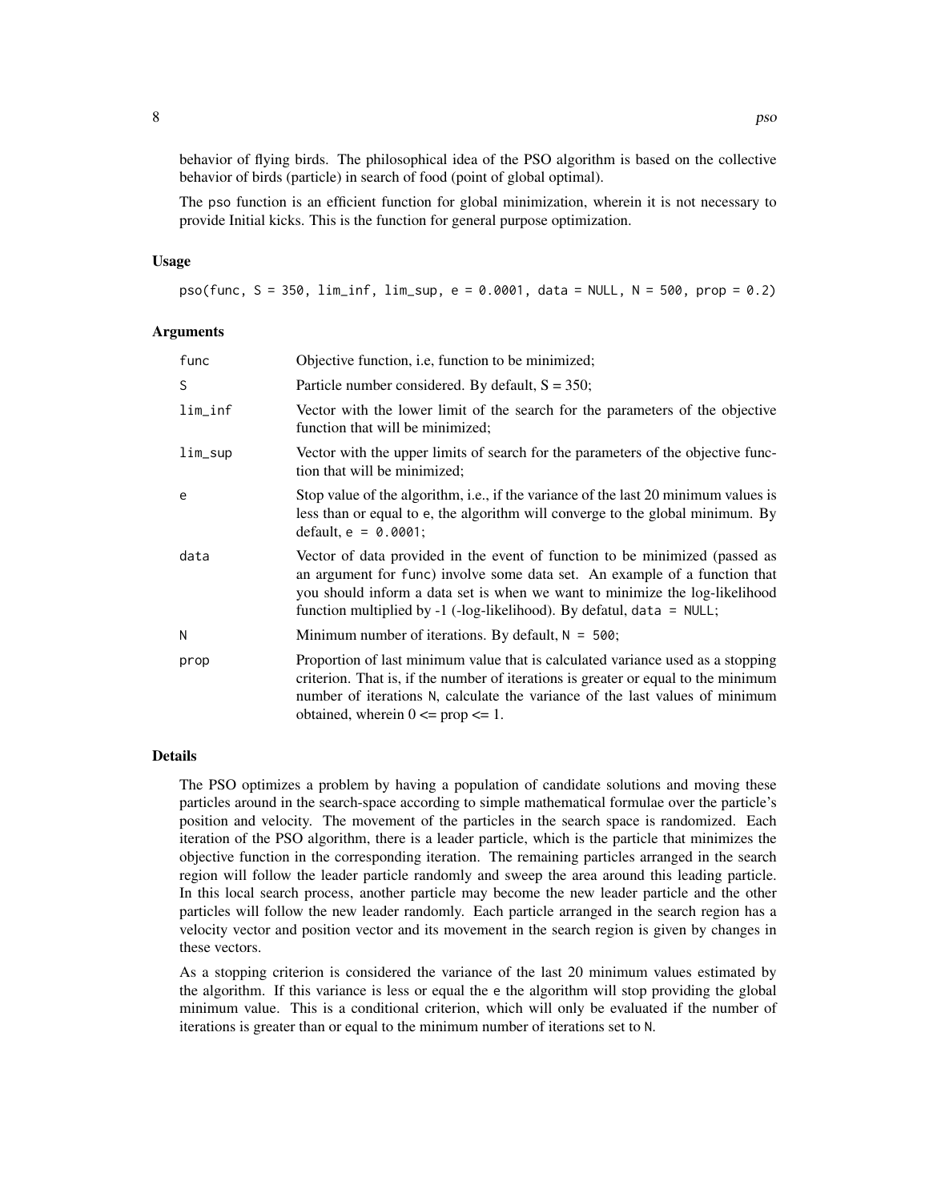behavior of flying birds. The philosophical idea of the PSO algorithm is based on the collective behavior of birds (particle) in search of food (point of global optimal).

The pso function is an efficient function for global minimization, wherein it is not necessary to provide Initial kicks. This is the function for general purpose optimization.

### Usage

```
pso(func, S = 350, lim_inf, lim_sup, e = 0.0001, data = NULL, N = 500, prop = 0.2)
```

### Arguments

| | |
|---|---|
| func | Objective function, i.e, function to be minimized; |
| S | Particle number considered. By default, S = 350; |
| lim_inf | Vector with the lower limit of the search for the parameters of the objective function that will be minimized; |
| lim_sup | Vector with the upper limits of search for the parameters of the objective function that will be minimized; |
| e | Stop value of the algorithm, i.e., if the variance of the last 20 minimum values is less than or equal to e, the algorithm will converge to the global minimum. By default, e = 0.0001; |
| data | Vector of data provided in the event of function to be minimized (passed as an argument for func) involve some data set. An example of a function that you should inform a data set is when we want to minimize the log-likelihood function multiplied by -1 (-log-likelihood). By defatul, data = NULL; |
| N | Minimum number of iterations. By default, N = 500; |
| prop | Proportion of last minimum value that is calculated variance used as a stopping criterion. That is, if the number of iterations is greater or equal to the minimum number of iterations N, calculate the variance of the last values of minimum obtained, wherein 0 <= prop <= 1. |

### Details

The PSO optimizes a problem by having a population of candidate solutions and moving these particles around in the search-space according to simple mathematical formulae over the particle's position and velocity. The movement of the particles in the search space is randomized. Each iteration of the PSO algorithm, there is a leader particle, which is the particle that minimizes the objective function in the corresponding iteration. The remaining particles arranged in the search region will follow the leader particle randomly and sweep the area around this leading particle. In this local search process, another particle may become the new leader particle and the other particles will follow the new leader randomly. Each particle arranged in the search region has a velocity vector and position vector and its movement in the search region is given by changes in these vectors.

As a stopping criterion is considered the variance of the last 20 minimum values estimated by the algorithm. If this variance is less or equal the e the algorithm will stop providing the global minimum value. This is a conditional criterion, which will only be evaluated if the number of iterations is greater than or equal to the minimum number of iterations set to N.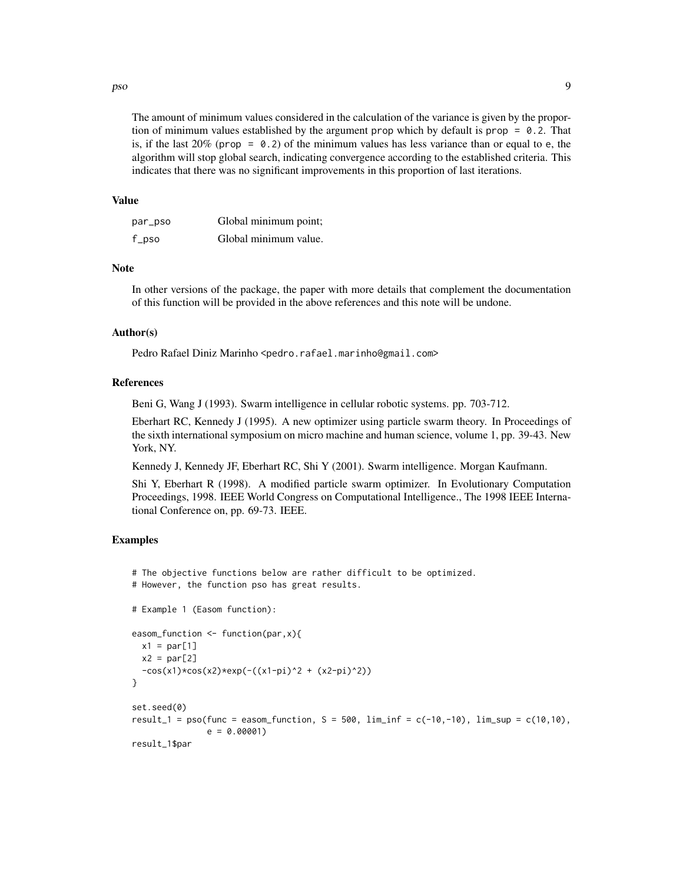The amount of minimum values considered in the calculation of the variance is given by the proportion of minimum values established by the argument `prop` which by default is `prop = 0.2`. That is, if the last 20% (`prop = 0.2`) of the minimum values has less variance than or equal to `e`, the algorithm will stop global search, indicating convergence according to the established criteria. This indicates that there was no significant improvements in this proportion of last iterations.

### Value

| | |
|---|---|
| `par_pso` | Global minimum point; |
| `f_pso` | Global minimum value. |

### Note

In other versions of the package, the paper with more details that complement the documentation of this function will be provided in the above references and this note will be undone.

### Author(s)

Pedro Rafael Diniz Marinho <pedro.rafael.marinho@gmail.com>

### References

Beni G, Wang J (1993). Swarm intelligence in cellular robotic systems. pp. 703-712.

Eberhart RC, Kennedy J (1995). A new optimizer using particle swarm theory. In Proceedings of the sixth international symposium on micro machine and human science, volume 1, pp. 39-43. New York, NY.

Kennedy J, Kennedy JF, Eberhart RC, Shi Y (2001). Swarm intelligence. Morgan Kaufmann.

Shi Y, Eberhart R (1998). A modified particle swarm optimizer. In Evolutionary Computation Proceedings, 1998. IEEE World Congress on Computational Intelligence., The 1998 IEEE International Conference on, pp. 69-73. IEEE.

### Examples

```
# The objective functions below are rather difficult to be optimized.
# However, the function pso has great results.

# Example 1 (Easom function):

easom_function <- function(par,x){
  x1 = par[1]
  x2 = par[2]
  -cos(x1)*cos(x2)*exp(-((x1-pi)^2 + (x2-pi)^2))
}

set.seed(0)
result_1 = pso(func = easom_function, S = 500, lim_inf = c(-10,-10), lim_sup = c(10,10),
               e = 0.00001)
result_1$par
```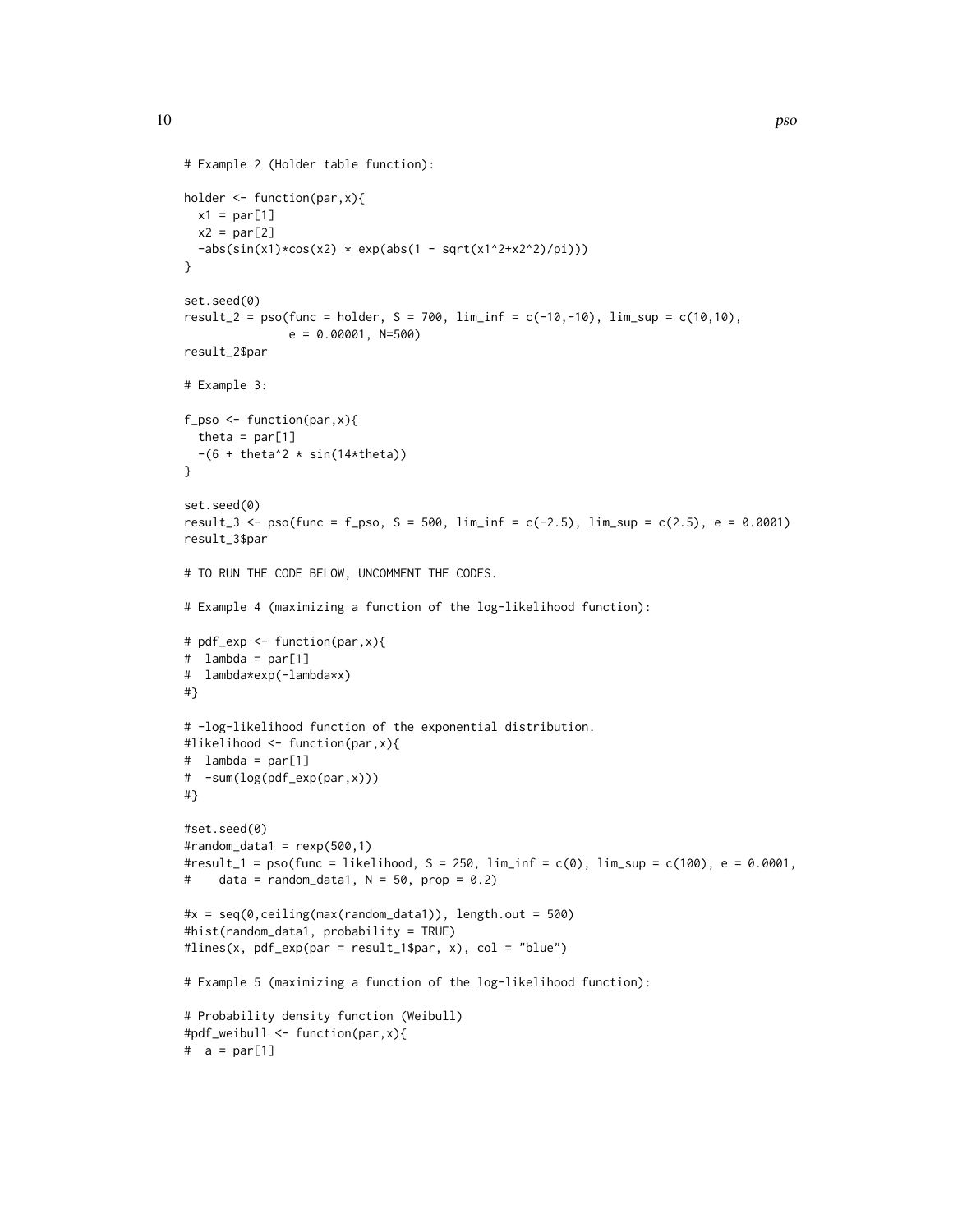```
# Example 2 (Holder table function):

holder <- function(par,x){
  x1 = par[1]
  x2 = par[2]
  -abs(sin(x1)*cos(x2) * exp(abs(1 - sqrt(x1^2+x2^2)/pi)))
}

set.seed(0)
result_2 = pso(func = holder, S = 700, lim_inf = c(-10,-10), lim_sup = c(10,10),
               e = 0.00001, N=500)
result_2$par

# Example 3:

f_pso <- function(par,x){
  theta = par[1]
  -(6 + theta^2 * sin(14*theta))
}

set.seed(0)
result_3 <- pso(func = f_pso, S = 500, lim_inf = c(-2.5), lim_sup = c(2.5), e = 0.0001)
result_3$par

# TO RUN THE CODE BELOW, UNCOMMENT THE CODES.

# Example 4 (maximizing a function of the log-likelihood function):

# pdf_exp <- function(par,x){
#  lambda = par[1]
#  lambda*exp(-lambda*x)
#}

# -log-likelihood function of the exponential distribution.
#likelihood <- function(par,x){
#  lambda = par[1]
#  -sum(log(pdf_exp(par,x)))
#}

#set.seed(0)
#random_data1 = rexp(500,1)
#result_1 = pso(func = likelihood, S = 250, lim_inf = c(0), lim_sup = c(100), e = 0.0001,
#    data = random_data1, N = 50, prop = 0.2)

#x = seq(0,ceiling(max(random_data1)), length.out = 500)
#hist(random_data1, probability = TRUE)
#lines(x, pdf_exp(par = result_1$par, x), col = "blue")

# Example 5 (maximizing a function of the log-likelihood function):

# Probability density function (Weibull)
#pdf_weibull <- function(par,x){
#  a = par[1]
```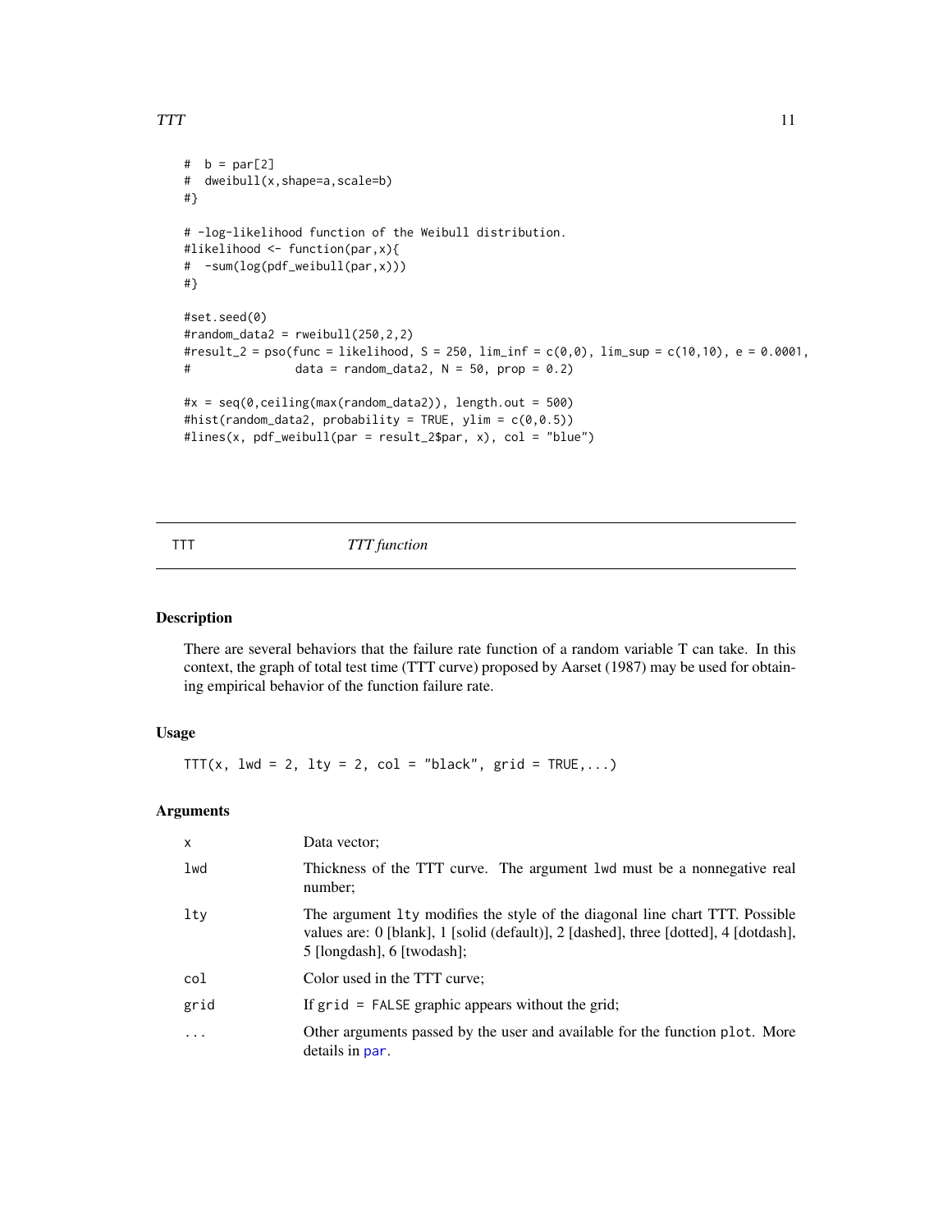```
#  b = par[2]
#  dweibull(x,shape=a,scale=b)
#}

# -log-likelihood function of the Weibull distribution.
#likelihood <- function(par,x){
#  -sum(log(pdf_weibull(par,x)))
#}

#set.seed(0)
#random_data2 = rweibull(250,2,2)
#result_2 = pso(func = likelihood, S = 250, lim_inf = c(0,0), lim_sup = c(10,10), e = 0.0001,
#               data = random_data2, N = 50, prop = 0.2)

#x = seq(0,ceiling(max(random_data2)), length.out = 500)
#hist(random_data2, probability = TRUE, ylim = c(0,0.5))
#lines(x, pdf_weibull(par = result_2$par, x), col = "blue")
```

## TTT — *TTT function*

### Description

There are several behaviors that the failure rate function of a random variable T can take. In this context, the graph of total test time (TTT curve) proposed by Aarset (1987) may be used for obtaining empirical behavior of the function failure rate.

### Usage

```
TTT(x, lwd = 2, lty = 2, col = "black", grid = TRUE,...)
```

### Arguments

| | |
|---|---|
| x | Data vector; |
| lwd | Thickness of the TTT curve. The argument lwd must be a nonnegative real number; |
| lty | The argument lty modifies the style of the diagonal line chart TTT. Possible values are: 0 [blank], 1 [solid (default)], 2 [dashed], three [dotted], 4 [dotdash], 5 [longdash], 6 [twodash]; |
| col | Color used in the TTT curve; |
| grid | If grid = FALSE graphic appears without the grid; |
| ... | Other arguments passed by the user and available for the function plot. More details in par. |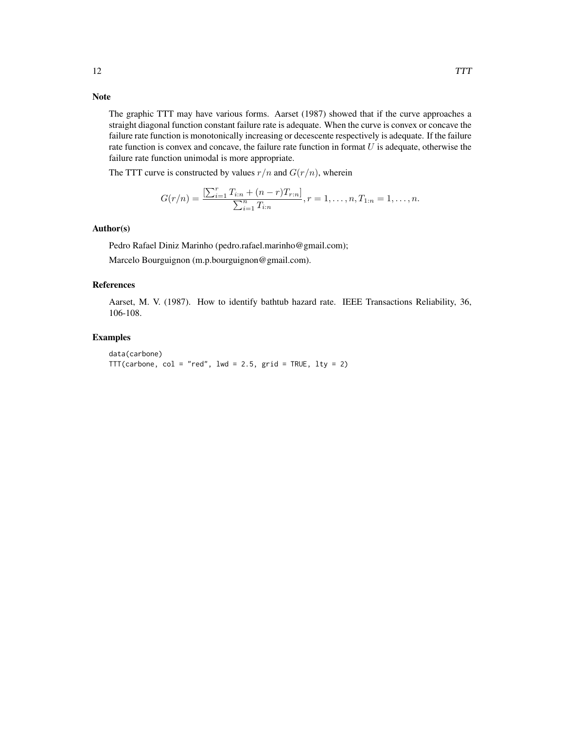## Note

The graphic TTT may have various forms. Aarset (1987) showed that if the curve approaches a straight diagonal function constant failure rate is adequate. When the curve is convex or concave the failure rate function is monotonically increasing or decescente respectively is adequate. If the failure rate function is convex and concave, the failure rate function in format $U$ is adequate, otherwise the failure rate function unimodal is more appropriate.

The TTT curve is constructed by values $r/n$ and $G(r/n)$, wherein

$$G(r/n) = \frac{[\sum_{i=1}^{r} T_{i:n} + (n-r)T_{r:n}]}{\sum_{i=1}^{n} T_{i:n}}, r = 1, \ldots, n, T_{1:n} = 1, \ldots, n.$$

## Author(s)

Pedro Rafael Diniz Marinho (pedro.rafael.marinho@gmail.com);

Marcelo Bourguignon (m.p.bourguignon@gmail.com).

## References

Aarset, M. V. (1987). How to identify bathtub hazard rate. IEEE Transactions Reliability, 36, 106-108.

## Examples

```
data(carbone)
TTT(carbone, col = "red", lwd = 2.5, grid = TRUE, lty = 2)
```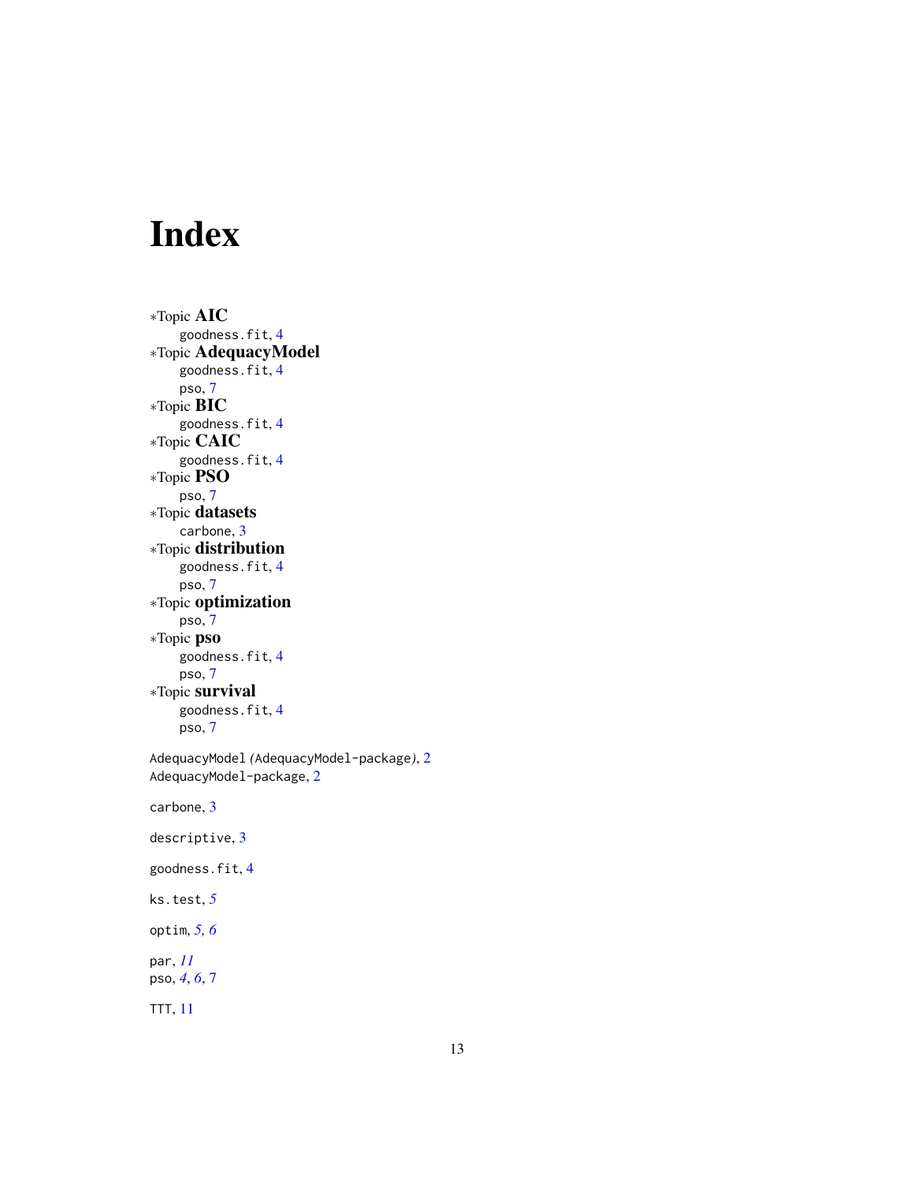# Index

∗Topic **AIC**
  goodness.fit, 4
∗Topic **AdequacyModel**
  goodness.fit, 4
  pso, 7
∗Topic **BIC**
  goodness.fit, 4
∗Topic **CAIC**
  goodness.fit, 4
∗Topic **PSO**
  pso, 7
∗Topic **datasets**
  carbone, 3
∗Topic **distribution**
  goodness.fit, 4
  pso, 7
∗Topic **optimization**
  pso, 7
∗Topic **pso**
  goodness.fit, 4
  pso, 7
∗Topic **survival**
  goodness.fit, 4
  pso, 7

AdequacyModel *(*AdequacyModel-package*)*, 2
AdequacyModel-package, 2

carbone, 3

descriptive, 3

goodness.fit, 4

ks.test, *5*

optim, *5*, *6*

par, *11*
pso, *4*, *6*, 7

TTT, 11